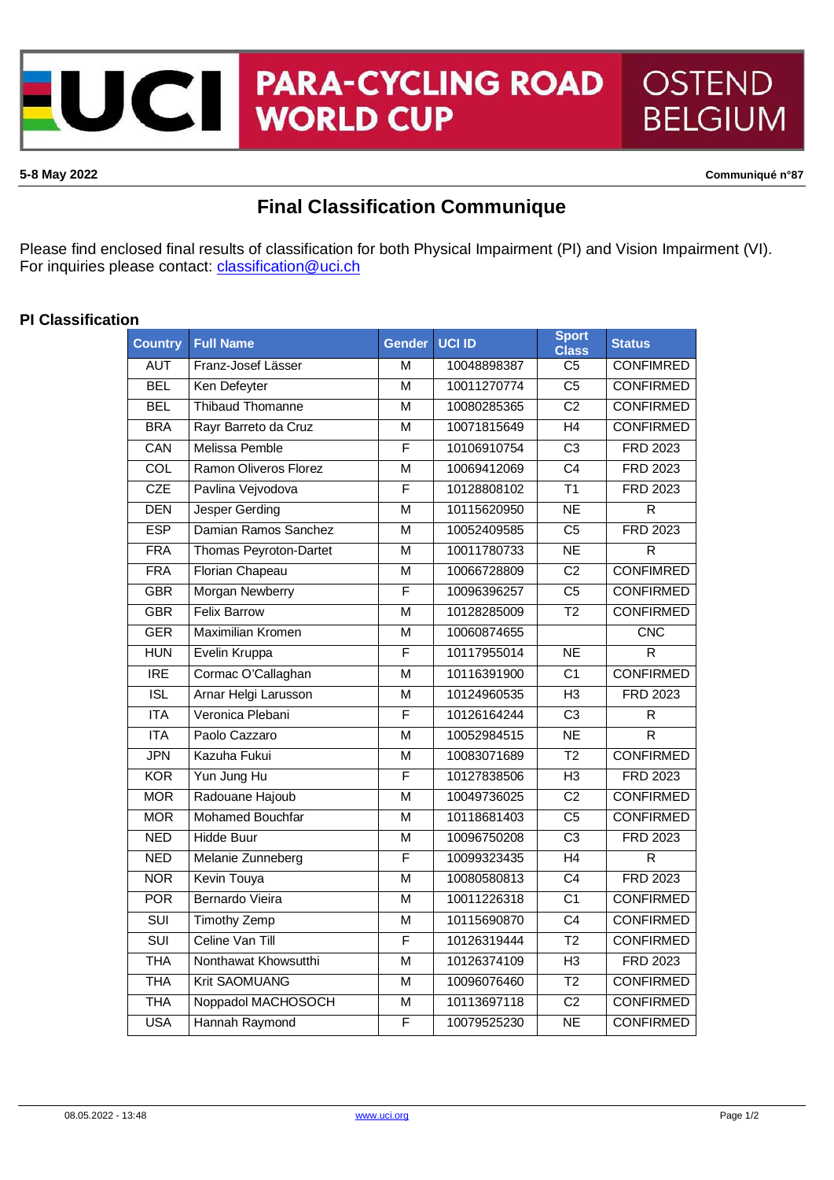UCI PARA-CYCLING ROAD WORLD CUP OSTEND BELGIUM

**5-8 May 2022** **Communiqué n°87**

# Final Classification Communique

Please find enclosed final results of classification for both Physical Impairment (PI) and Vision Impairment (VI).
For inquiries please contact: classification@uci.ch

## PI Classification

| Country | Full Name | Gender | UCI ID | Sport Class | Status |
|---|---|---|---|---|---|
| AUT | Franz-Josef Lässer | M | 10048898387 | C5 | CONFIRMED |
| BEL | Ken Defeyter | M | 10011270774 | C5 | CONFIRMED |
| BEL | Thibaud Thomanne | M | 10080285365 | C2 | CONFIRMED |
| BRA | Rayr Barreto da Cruz | M | 10071815649 | H4 | CONFIRMED |
| CAN | Melissa Pemble | F | 10106910754 | C3 | FRD 2023 |
| COL | Ramon Oliveros Florez | M | 10069412069 | C4 | FRD 2023 |
| CZE | Pavlina Vejvodova | F | 10128808102 | T1 | FRD 2023 |
| DEN | Jesper Gerding | M | 10115620950 | NE | R |
| ESP | Damian Ramos Sanchez | M | 10052409585 | C5 | FRD 2023 |
| FRA | Thomas Peyroton-Dartet | M | 10011780733 | NE | R |
| FRA | Florian Chapeau | M | 10066728809 | C2 | CONFIRMED |
| GBR | Morgan Newberry | F | 10096396257 | C5 | CONFIRMED |
| GBR | Felix Barrow | M | 10128285009 | T2 | CONFIRMED |
| GER | Maximilian Kromen | M | 10060874655 | | CNC |
| HUN | Evelin Kruppa | F | 10117955014 | NE | R |
| IRE | Cormac O'Callaghan | M | 10116391900 | C1 | CONFIRMED |
| ISL | Arnar Helgi Larusson | M | 10124960535 | H3 | FRD 2023 |
| ITA | Veronica Plebani | F | 10126164244 | C3 | R |
| ITA | Paolo Cazzaro | M | 10052984515 | NE | R |
| JPN | Kazuha Fukui | M | 10083071689 | T2 | CONFIRMED |
| KOR | Yun Jung Hu | F | 10127838506 | H3 | FRD 2023 |
| MOR | Radouane Hajoub | M | 10049736025 | C2 | CONFIRMED |
| MOR | Mohamed Bouchfar | M | 10118681403 | C5 | CONFIRMED |
| NED | Hidde Buur | M | 10096750208 | C3 | FRD 2023 |
| NED | Melanie Zunneberg | F | 10099323435 | H4 | R |
| NOR | Kevin Touya | M | 10080580813 | C4 | FRD 2023 |
| POR | Bernardo Vieira | M | 10011226318 | C1 | CONFIRMED |
| SUI | Timothy Zemp | M | 10115690870 | C4 | CONFIRMED |
| SUI | Celine Van Till | F | 10126319444 | T2 | CONFIRMED |
| THA | Nonthawat Khowsutthi | M | 10126374109 | H3 | FRD 2023 |
| THA | Krit SAOMUANG | M | 10096076460 | T2 | CONFIRMED |
| THA | Noppadol MACHOSOCH | M | 10113697118 | C2 | CONFIRMED |
| USA | Hannah Raymond | F | 10079525230 | NE | CONFIRMED |

08.05.2022 - 13:48 www.uci.org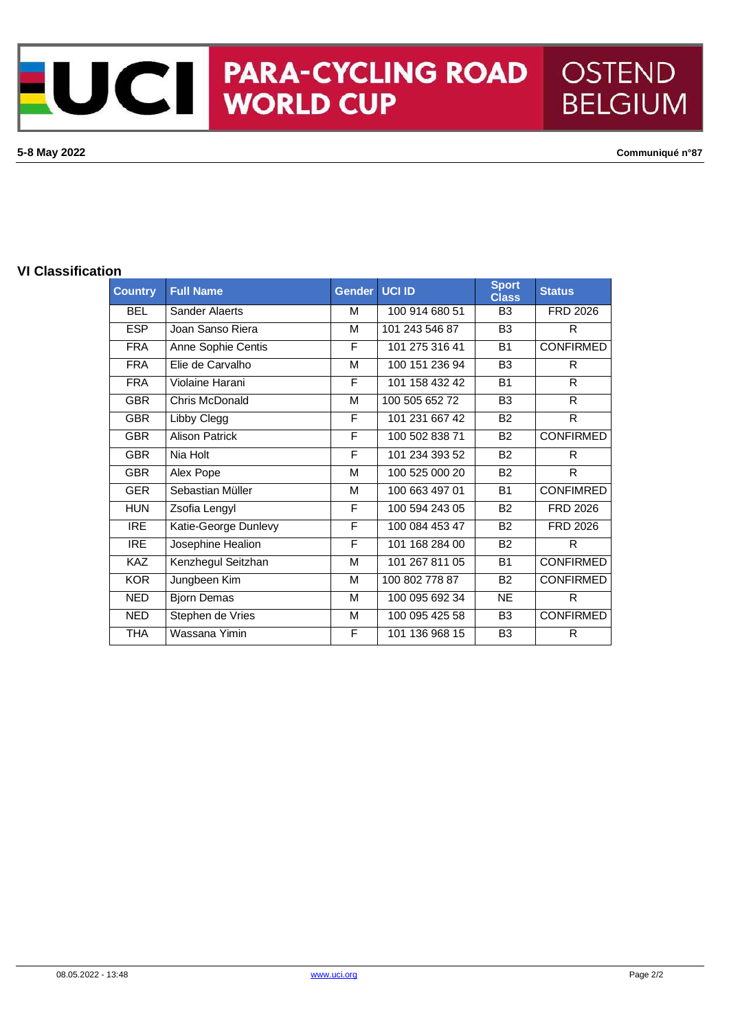# UCI PARA-CYCLING ROAD WORLD CUP OSTEND BELGIUM

**5-8 May 2022** **Communiqué n°87**

## VI Classification

| Country | Full Name | Gender | UCI ID | Sport Class | Status |
|---|---|---|---|---|---|
| BEL | Sander Alaerts | M | 100 914 680 51 | B3 | FRD 2026 |
| ESP | Joan Sanso Riera | M | 101 243 546 87 | B3 | R |
| FRA | Anne Sophie Centis | F | 101 275 316 41 | B1 | CONFIRMED |
| FRA | Elie de Carvalho | M | 100 151 236 94 | B3 | R |
| FRA | Violaine Harani | F | 101 158 432 42 | B1 | R |
| GBR | Chris McDonald | M | 100 505 652 72 | B3 | R |
| GBR | Libby Clegg | F | 101 231 667 42 | B2 | R |
| GBR | Alison Patrick | F | 100 502 838 71 | B2 | CONFIRMED |
| GBR | Nia Holt | F | 101 234 393 52 | B2 | R |
| GBR | Alex Pope | M | 100 525 000 20 | B2 | R |
| GER | Sebastian Müller | M | 100 663 497 01 | B1 | CONFIMRED |
| HUN | Zsofia Lengyl | F | 100 594 243 05 | B2 | FRD 2026 |
| IRE | Katie-George Dunlevy | F | 100 084 453 47 | B2 | FRD 2026 |
| IRE | Josephine Healion | F | 101 168 284 00 | B2 | R |
| KAZ | Kenzhegul Seitzhan | M | 101 267 811 05 | B1 | CONFIRMED |
| KOR | Jungbeen Kim | M | 100 802 778 87 | B2 | CONFIRMED |
| NED | Bjorn Demas | M | 100 095 692 34 | NE | R |
| NED | Stephen de Vries | M | 100 095 425 58 | B3 | CONFIRMED |
| THA | Wassana Yimin | F | 101 136 968 15 | B3 | R |

08.05.2022 - 13:48 www.uci.org